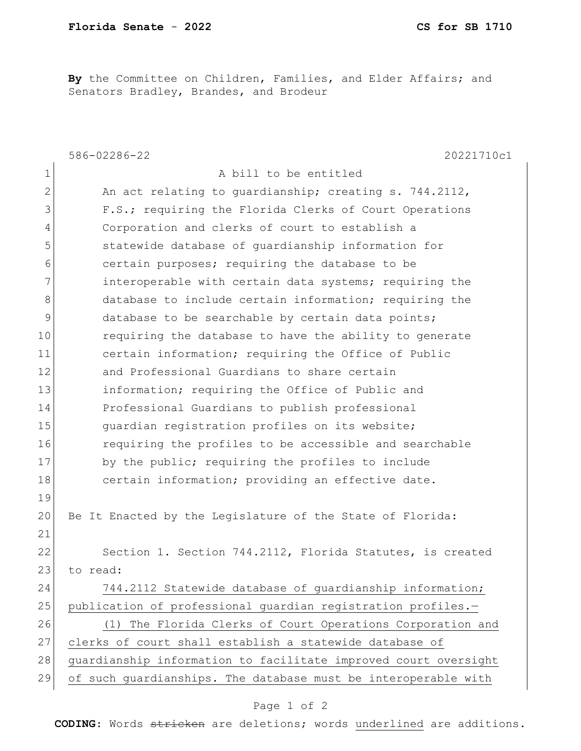**By** the Committee on Children, Families, and Elder Affairs; and Senators Bradley, Brandes, and Brodeur

586-02286-22 20221710c1

A bill to be entitled

An act relating to guardianship; creating s. 744.2112, F.S.; requiring the Florida Clerks of Court Operations Corporation and clerks of court to establish a statewide database of guardianship information for certain purposes; requiring the database to be interoperable with certain data systems; requiring the database to include certain information; requiring the database to be searchable by certain data points; requiring the database to have the ability to generate certain information; requiring the Office of Public and Professional Guardians to share certain information; requiring the Office of Public and Professional Guardians to publish professional guardian registration profiles on its website; requiring the profiles to be accessible and searchable by the public; requiring the profiles to include certain information; providing an effective date.

Be It Enacted by the Legislature of the State of Florida:

Section 1. Section 744.2112, Florida Statutes, is created to read:

744.2112 Statewide database of guardianship information; publication of professional guardian registration profiles.—

(1) The Florida Clerks of Court Operations Corporation and clerks of court shall establish a statewide database of guardianship information to facilitate improved court oversight of such guardianships. The database must be interoperable with

**CODING:** Words ~~stricken~~ are deletions; words underlined are additions.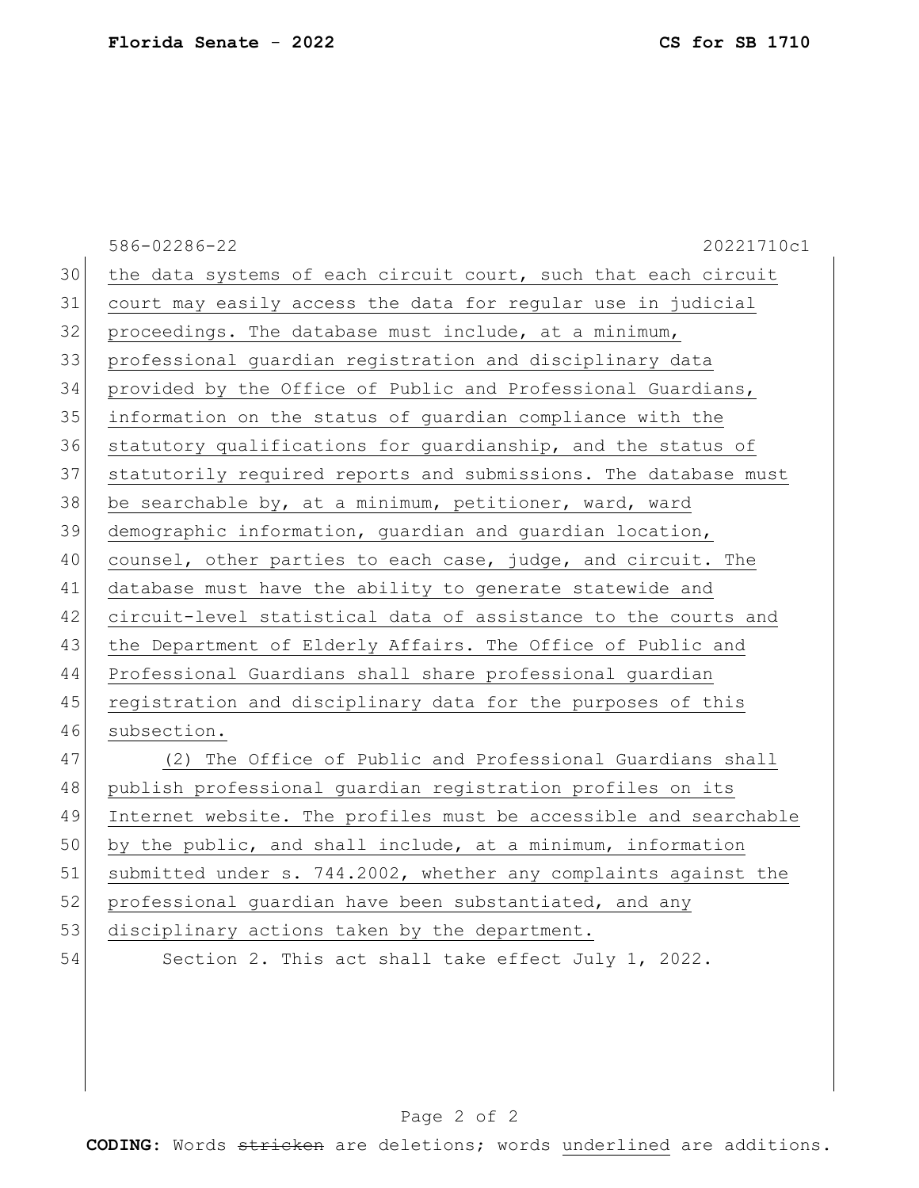the data systems of each circuit court, such that each circuit court may easily access the data for regular use in judicial proceedings. The database must include, at a minimum, professional guardian registration and disciplinary data provided by the Office of Public and Professional Guardians, information on the status of guardian compliance with the statutory qualifications for guardianship, and the status of statutorily required reports and submissions. The database must be searchable by, at a minimum, petitioner, ward, ward demographic information, guardian and guardian location, counsel, other parties to each case, judge, and circuit. The database must have the ability to generate statewide and circuit-level statistical data of assistance to the courts and the Department of Elderly Affairs. The Office of Public and Professional Guardians shall share professional guardian registration and disciplinary data for the purposes of this subsection.

(2) The Office of Public and Professional Guardians shall publish professional guardian registration profiles on its Internet website. The profiles must be accessible and searchable by the public, and shall include, at a minimum, information submitted under s. 744.2002, whether any complaints against the professional guardian have been substantiated, and any disciplinary actions taken by the department.

Section 2. This act shall take effect July 1, 2022.